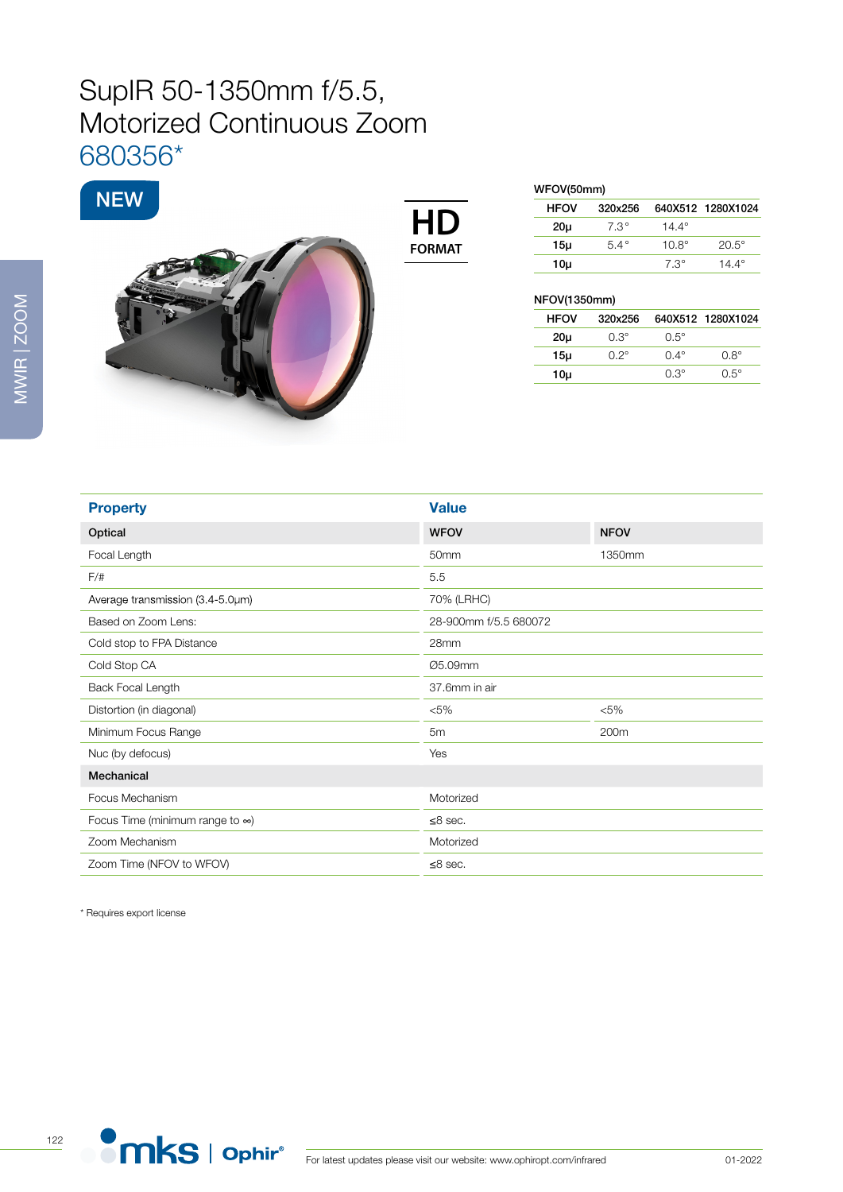# SupIR 50-1350mm f/5.5, Motorized Continuous Zoom
## 680356*

NEW

HD FORMAT

MWIR | ZOOM

WFOV(50mm)

| HFOV | 320x256 | 640X512 | 1280X1024 |
|---|---|---|---|
| 20µ | 7.3° | 14.4° | |
| 15µ | 5.4° | 10.8° | 20.5° |
| 10µ | | 7.3° | 14.4° |

NFOV(1350mm)

| HFOV | 320x256 | 640X512 | 1280X1024 |
|---|---|---|---|
| 20µ | 0.3° | 0.5° | |
| 15µ | 0.2° | 0.4° | 0.8° |
| 10µ | | 0.3° | 0.5° |

| Property | Value | |
|---|---|---|
| **Optical** | **WFOV** | **NFOV** |
| Focal Length | 50mm | 1350mm |
| F/# | 5.5 | |
| Average transmission (3.4-5.0µm) | 70% (LRHC) | |
| Based on Zoom Lens: | 28-900mm f/5.5 680072 | |
| Cold stop to FPA Distance | 28mm | |
| Cold Stop CA | Ø5.09mm | |
| Back Focal Length | 37.6mm in air | |
| Distortion (in diagonal) | <5% | <5% |
| Minimum Focus Range | 5m | 200m |
| Nuc (by defocus) | Yes | |
| **Mechanical** | | |
| Focus Mechanism | Motorized | |
| Focus Time (minimum range to ∞) | ≤8 sec. | |
| Zoom Mechanism | Motorized | |
| Zoom Time (NFOV to WFOV) | ≤8 sec. | |

* Requires export license

For latest updates please visit our website: www.ophiropt.com/infrared

01-2022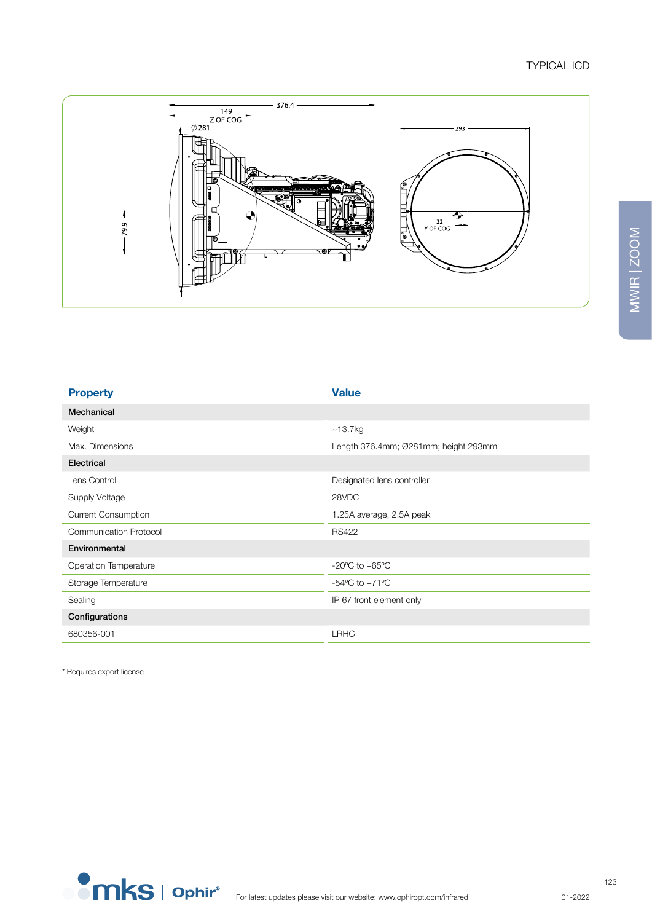TYPICAL ICD

376.4
149
Z OF COG
∅281
79.9
293
22
Y OF COG

| Property | Value |
|---|---|
| **Mechanical** | |
| Weight | ~13.7kg |
| Max. Dimensions | Length 376.4mm; Ø281mm; height 293mm |
| **Electrical** | |
| Lens Control | Designated lens controller |
| Supply Voltage | 28VDC |
| Current Consumption | 1.25A average, 2.5A peak |
| Communication Protocol | RS422 |
| **Environmental** | |
| Operation Temperature | -20ºC to +65ºC |
| Storage Temperature | -54ºC to +71ºC |
| Sealing | IP 67 front element only |
| **Configurations** | |
| 680356-001 | LRHC |

* Requires export license

For latest updates please visit our website: www.ophiropt.com/infrared

01-2022